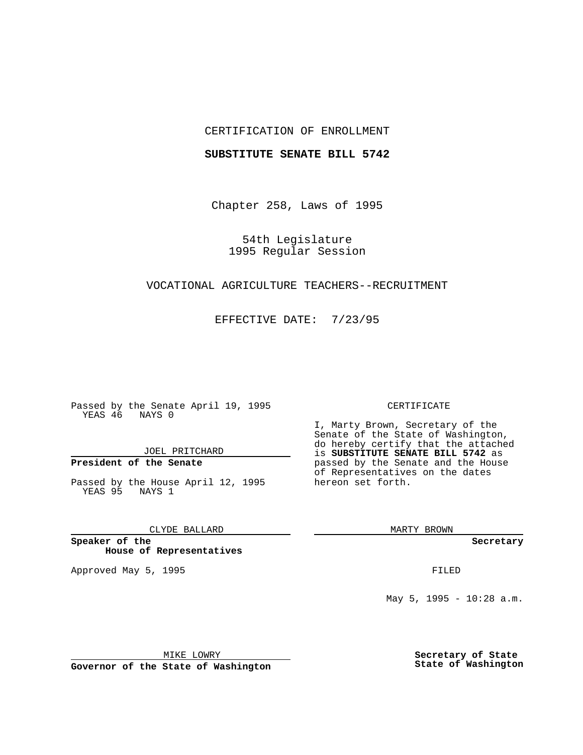CERTIFICATION OF ENROLLMENT

**SUBSTITUTE SENATE BILL 5742**

Chapter 258, Laws of 1995

54th Legislature
1995 Regular Session

VOCATIONAL AGRICULTURE TEACHERS--RECRUITMENT

EFFECTIVE DATE: 7/23/95

Passed by the Senate April 19, 1995
YEAS 46 NAYS 0

JOEL PRITCHARD

**President of the Senate**

Passed by the House April 12, 1995
YEAS 95 NAYS 1

CLYDE BALLARD

**Speaker of the House of Representatives**

Approved May 5, 1995

MIKE LOWRY

**Governor of the State of Washington**

CERTIFICATE

I, Marty Brown, Secretary of the Senate of the State of Washington, do hereby certify that the attached is **SUBSTITUTE SENATE BILL 5742** as passed by the Senate and the House of Representatives on the dates hereon set forth.

MARTY BROWN

**Secretary**

FILED

May 5, 1995 - 10:28 a.m.

**Secretary of State**
**State of Washington**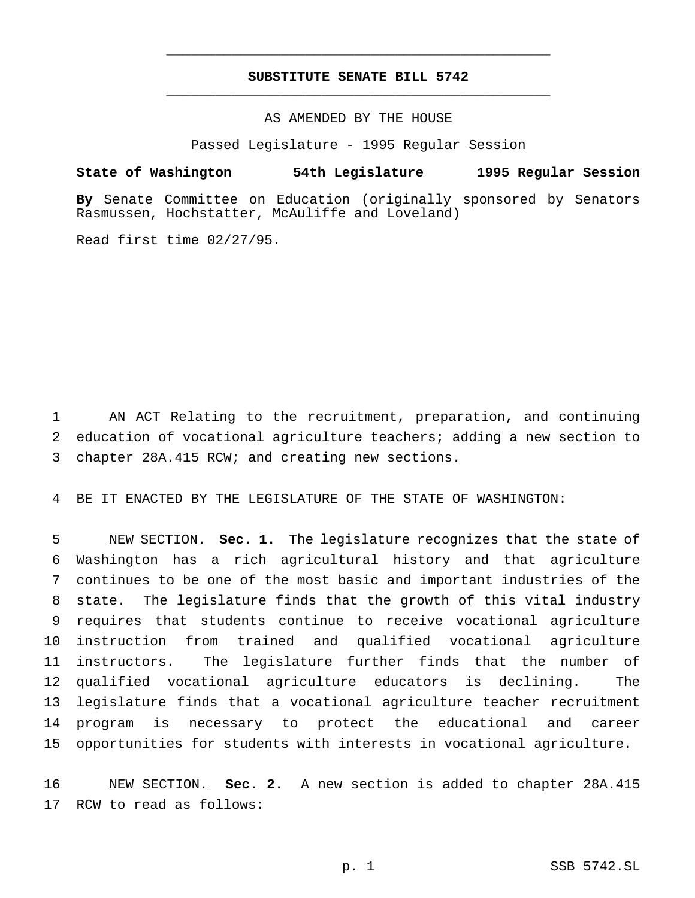# SUBSTITUTE SENATE BILL 5742

AS AMENDED BY THE HOUSE

Passed Legislature - 1995 Regular Session

**State of Washington 54th Legislature 1995 Regular Session**

**By** Senate Committee on Education (originally sponsored by Senators Rasmussen, Hochstatter, McAuliffe and Loveland)

Read first time 02/27/95.

1 AN ACT Relating to the recruitment, preparation, and continuing
2 education of vocational agriculture teachers; adding a new section to
3 chapter 28A.415 RCW; and creating new sections.

4 BE IT ENACTED BY THE LEGISLATURE OF THE STATE OF WASHINGTON:

5 NEW SECTION. **Sec. 1.** The legislature recognizes that the state of
6 Washington has a rich agricultural history and that agriculture
7 continues to be one of the most basic and important industries of the
8 state. The legislature finds that the growth of this vital industry
9 requires that students continue to receive vocational agriculture
10 instruction from trained and qualified vocational agriculture
11 instructors. The legislature further finds that the number of
12 qualified vocational agriculture educators is declining. The
13 legislature finds that a vocational agriculture teacher recruitment
14 program is necessary to protect the educational and career
15 opportunities for students with interests in vocational agriculture.

16 NEW SECTION. **Sec. 2.** A new section is added to chapter 28A.415
17 RCW to read as follows: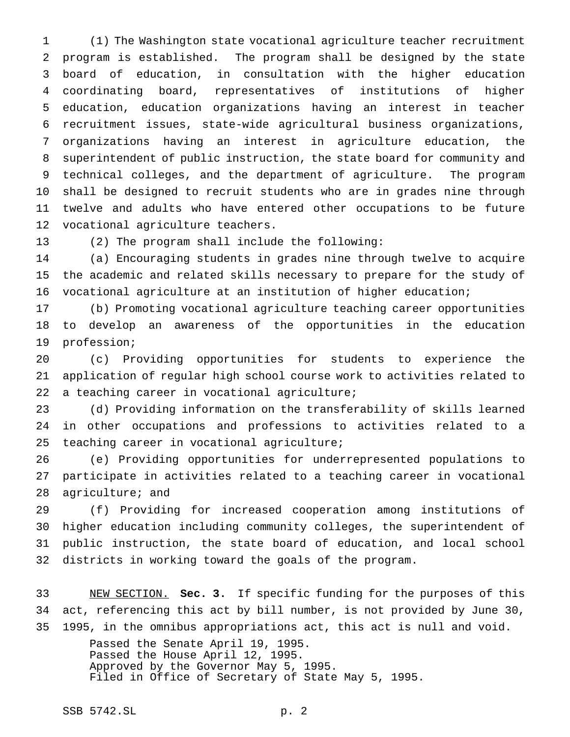(1) The Washington state vocational agriculture teacher recruitment program is established. The program shall be designed by the state board of education, in consultation with the higher education coordinating board, representatives of institutions of higher education, education organizations having an interest in teacher recruitment issues, state-wide agricultural business organizations, organizations having an interest in agriculture education, the superintendent of public instruction, the state board for community and technical colleges, and the department of agriculture. The program shall be designed to recruit students who are in grades nine through twelve and adults who have entered other occupations to be future vocational agriculture teachers.

(2) The program shall include the following:

(a) Encouraging students in grades nine through twelve to acquire the academic and related skills necessary to prepare for the study of vocational agriculture at an institution of higher education;

(b) Promoting vocational agriculture teaching career opportunities to develop an awareness of the opportunities in the education profession;

(c) Providing opportunities for students to experience the application of regular high school course work to activities related to a teaching career in vocational agriculture;

(d) Providing information on the transferability of skills learned in other occupations and professions to activities related to a teaching career in vocational agriculture;

(e) Providing opportunities for underrepresented populations to participate in activities related to a teaching career in vocational agriculture; and

(f) Providing for increased cooperation among institutions of higher education including community colleges, the superintendent of public instruction, the state board of education, and local school districts in working toward the goals of the program.

NEW SECTION. **Sec. 3.** If specific funding for the purposes of this act, referencing this act by bill number, is not provided by June 30, 1995, in the omnibus appropriations act, this act is null and void.

Passed the Senate April 19, 1995.
Passed the House April 12, 1995.
Approved by the Governor May 5, 1995.
Filed in Office of Secretary of State May 5, 1995.